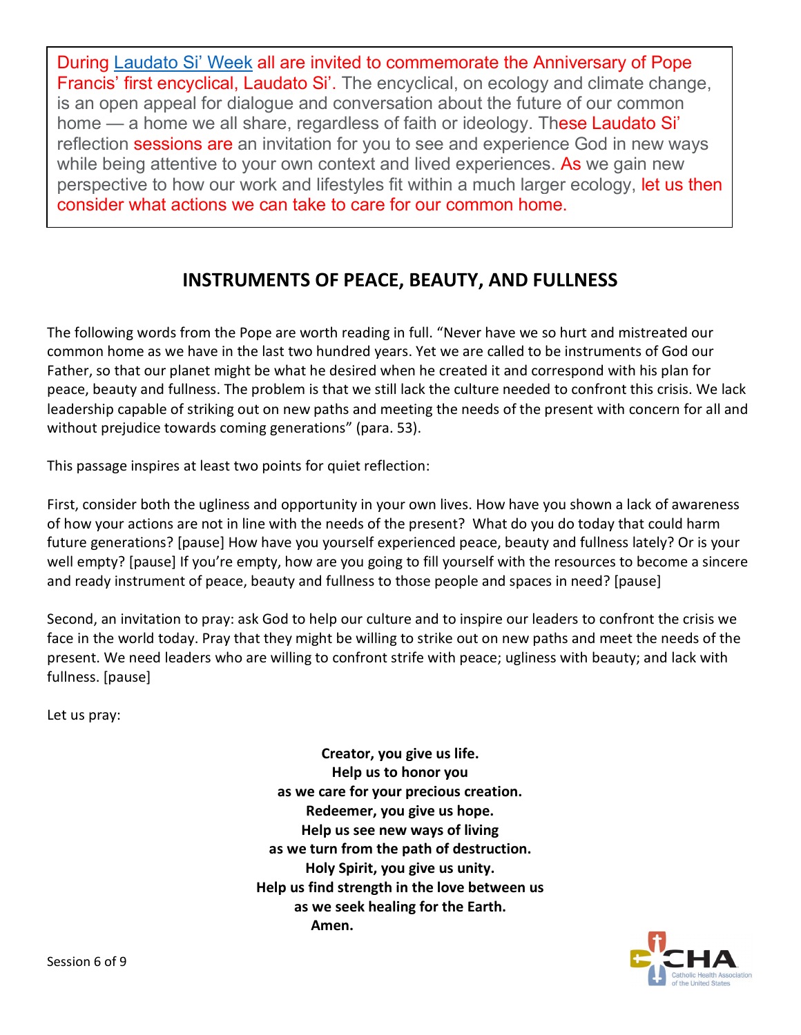During Laudato Si' Week all are invited to commemorate the Anniversary of Pope Francis' first encyclical, Laudato Si'. The encyclical, on ecology and climate change, is an open appeal for dialogue and conversation about the future of our common home — a home we all share, regardless of faith or ideology. These Laudato Si' reflection sessions are an invitation for you to see and experience God in new ways while being attentive to your own context and lived experiences. As we gain new perspective to how our work and lifestyles fit within a much larger ecology, let us then consider what actions we can take to care for our common home.

## INSTRUMENTS OF PEACE, BEAUTY, AND FULLNESS

The following words from the Pope are worth reading in full. "Never have we so hurt and mistreated our common home as we have in the last two hundred years. Yet we are called to be instruments of God our Father, so that our planet might be what he desired when he created it and correspond with his plan for peace, beauty and fullness. The problem is that we still lack the culture needed to confront this crisis. We lack leadership capable of striking out on new paths and meeting the needs of the present with concern for all and without prejudice towards coming generations" (para. 53).

This passage inspires at least two points for quiet reflection:

First, consider both the ugliness and opportunity in your own lives. How have you shown a lack of awareness of how your actions are not in line with the needs of the present? What do you do today that could harm future generations? [pause] How have you yourself experienced peace, beauty and fullness lately? Or is your well empty? [pause] If you're empty, how are you going to fill yourself with the resources to become a sincere and ready instrument of peace, beauty and fullness to those people and spaces in need? [pause]

Second, an invitation to pray: ask God to help our culture and to inspire our leaders to confront the crisis we face in the world today. Pray that they might be willing to strike out on new paths and meet the needs of the present. We need leaders who are willing to confront strife with peace; ugliness with beauty; and lack with fullness. [pause]

Let us pray:

**Creator, you give us life.**
**Help us to honor you**
**as we care for your precious creation.**
**Redeemer, you give us hope.**
**Help us see new ways of living**
**as we turn from the path of destruction.**
**Holy Spirit, you give us unity.**
**Help us find strength in the love between us**
**as we seek healing for the Earth.**
**Amen.**

Session 6 of 9

CHA Catholic Health Association of the United States